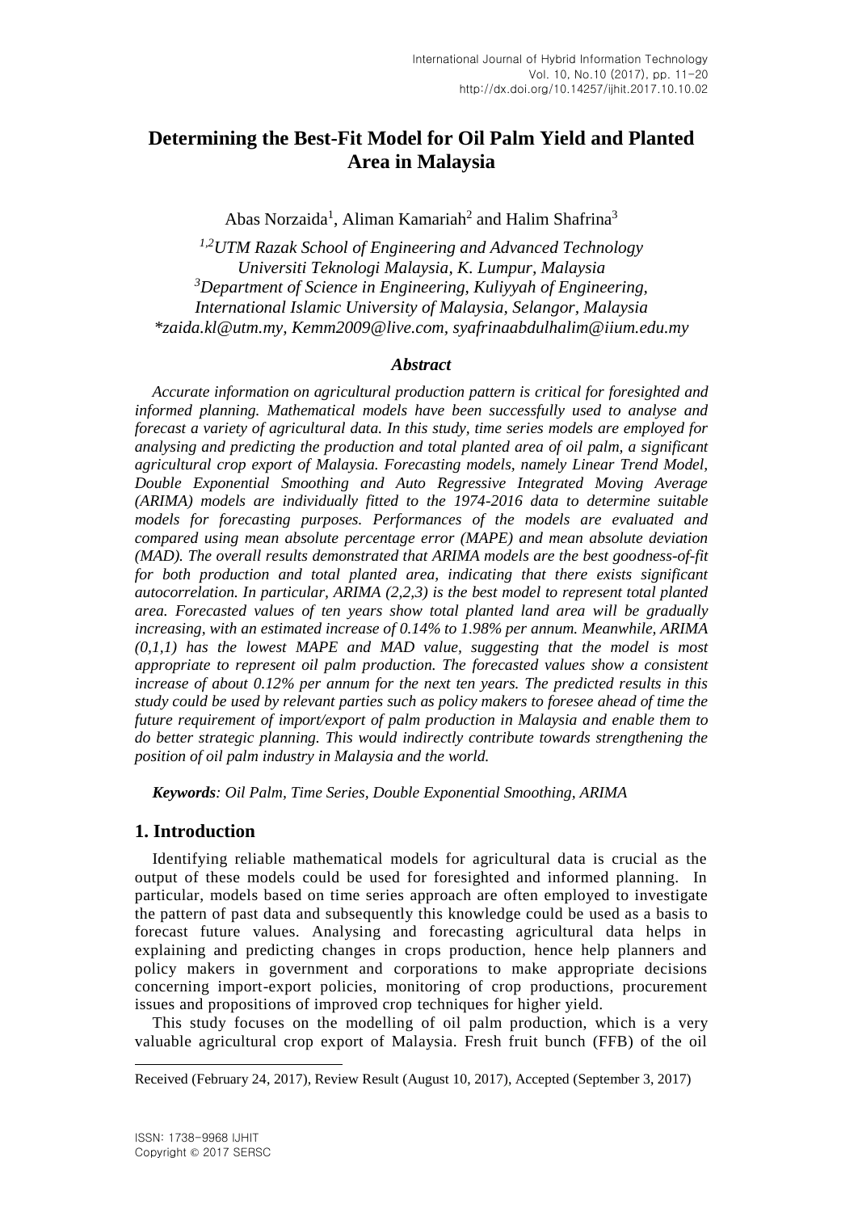# Determining the Best-Fit Model for Oil Palm Yield and Planted Area in Malaysia

Abas Norzaida[1], Aliman Kamariah[2] and Halim Shafrina[3]

*[1,2]UTM Razak School of Engineering and Advanced Technology*
*Universiti Teknologi Malaysia, K. Lumpur, Malaysia*
*[3]Department of Science in Engineering, Kuliyyah of Engineering,*
*International Islamic University of Malaysia, Selangor, Malaysia*
*\*zaida.kl@utm.my, Kemm2009@live.com, syafrinaabdulhalim@iium.edu.my*

### *Abstract*

*Accurate information on agricultural production pattern is critical for foresighted and informed planning. Mathematical models have been successfully used to analyse and forecast a variety of agricultural data. In this study, time series models are employed for analysing and predicting the production and total planted area of oil palm, a significant agricultural crop export of Malaysia. Forecasting models, namely Linear Trend Model, Double Exponential Smoothing and Auto Regressive Integrated Moving Average (ARIMA) models are individually fitted to the 1974-2016 data to determine suitable models for forecasting purposes. Performances of the models are evaluated and compared using mean absolute percentage error (MAPE) and mean absolute deviation (MAD). The overall results demonstrated that ARIMA models are the best goodness-of-fit for both production and total planted area, indicating that there exists significant autocorrelation. In particular, ARIMA (2,2,3) is the best model to represent total planted area. Forecasted values of ten years show total planted land area will be gradually increasing, with an estimated increase of 0.14% to 1.98% per annum. Meanwhile, ARIMA (0,1,1) has the lowest MAPE and MAD value, suggesting that the model is most appropriate to represent oil palm production. The forecasted values show a consistent increase of about 0.12% per annum for the next ten years. The predicted results in this study could be used by relevant parties such as policy makers to foresee ahead of time the future requirement of import/export of palm production in Malaysia and enable them to do better strategic planning. This would indirectly contribute towards strengthening the position of oil palm industry in Malaysia and the world.*

***Keywords**: Oil Palm, Time Series, Double Exponential Smoothing, ARIMA*

## 1. Introduction

Identifying reliable mathematical models for agricultural data is crucial as the output of these models could be used for foresighted and informed planning. In particular, models based on time series approach are often employed to investigate the pattern of past data and subsequently this knowledge could be used as a basis to forecast future values. Analysing and forecasting agricultural data helps in explaining and predicting changes in crops production, hence help planners and policy makers in government and corporations to make appropriate decisions concerning import-export policies, monitoring of crop productions, procurement issues and propositions of improved crop techniques for higher yield.

This study focuses on the modelling of oil palm production, which is a very valuable agricultural crop export of Malaysia. Fresh fruit bunch (FFB) of the oil

Received (February 24, 2017), Review Result (August 10, 2017), Accepted (September 3, 2017)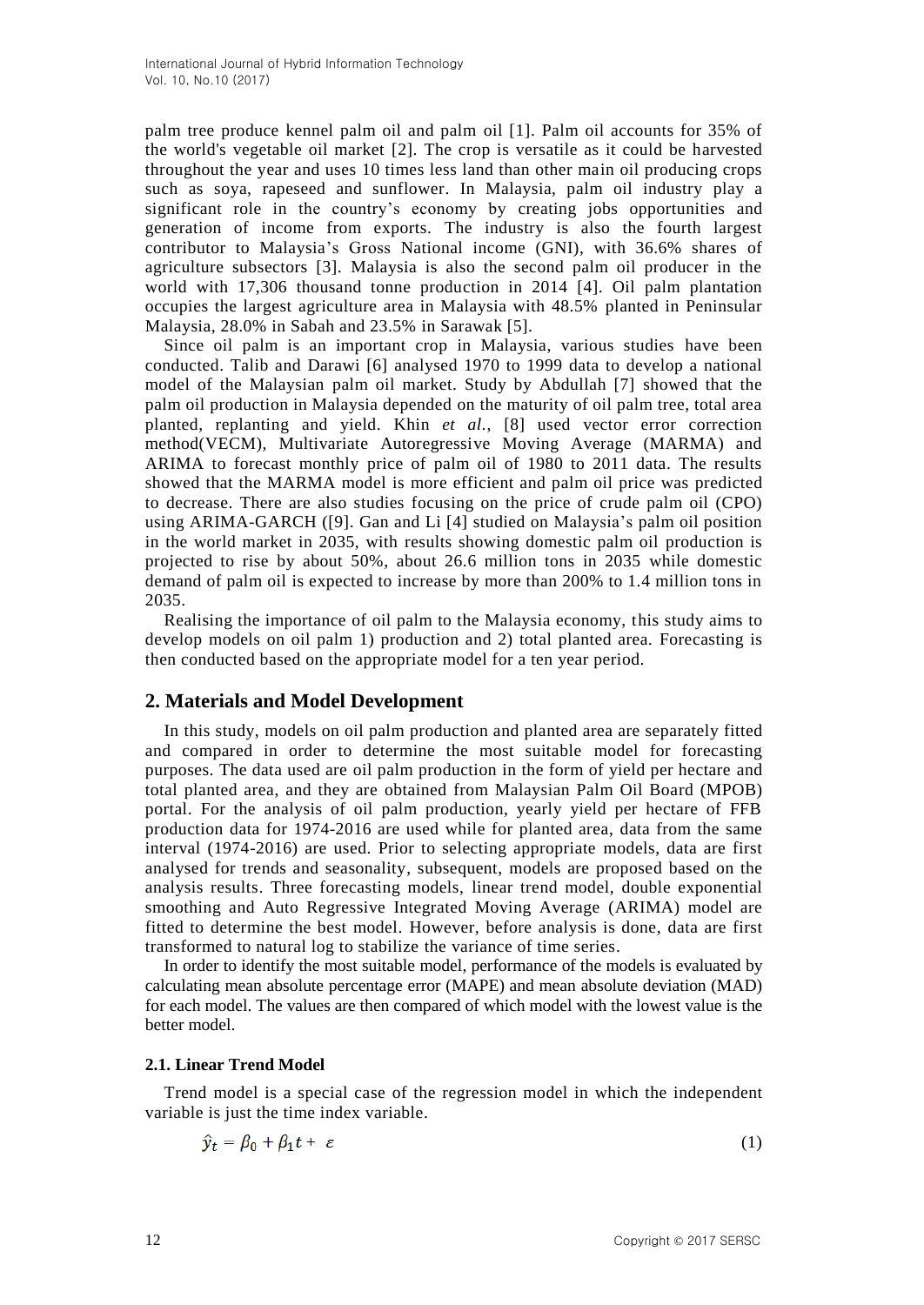palm tree produce kennel palm oil and palm oil [1]. Palm oil accounts for 35% of the world's vegetable oil market [2]. The crop is versatile as it could be harvested throughout the year and uses 10 times less land than other main oil producing crops such as soya, rapeseed and sunflower. In Malaysia, palm oil industry play a significant role in the country's economy by creating jobs opportunities and generation of income from exports. The industry is also the fourth largest contributor to Malaysia's Gross National income (GNI), with 36.6% shares of agriculture subsectors [3]. Malaysia is also the second palm oil producer in the world with 17,306 thousand tonne production in 2014 [4]. Oil palm plantation occupies the largest agriculture area in Malaysia with 48.5% planted in Peninsular Malaysia, 28.0% in Sabah and 23.5% in Sarawak [5].

Since oil palm is an important crop in Malaysia, various studies have been conducted. Talib and Darawi [6] analysed 1970 to 1999 data to develop a national model of the Malaysian palm oil market. Study by Abdullah [7] showed that the palm oil production in Malaysia depended on the maturity of oil palm tree, total area planted, replanting and yield. Khin *et al.*, [8] used vector error correction method(VECM), Multivariate Autoregressive Moving Average (MARMA) and ARIMA to forecast monthly price of palm oil of 1980 to 2011 data. The results showed that the MARMA model is more efficient and palm oil price was predicted to decrease. There are also studies focusing on the price of crude palm oil (CPO) using ARIMA-GARCH ([9]. Gan and Li [4] studied on Malaysia's palm oil position in the world market in 2035, with results showing domestic palm oil production is projected to rise by about 50%, about 26.6 million tons in 2035 while domestic demand of palm oil is expected to increase by more than 200% to 1.4 million tons in 2035.

Realising the importance of oil palm to the Malaysia economy, this study aims to develop models on oil palm 1) production and 2) total planted area. Forecasting is then conducted based on the appropriate model for a ten year period.

## 2. Materials and Model Development

In this study, models on oil palm production and planted area are separately fitted and compared in order to determine the most suitable model for forecasting purposes. The data used are oil palm production in the form of yield per hectare and total planted area, and they are obtained from Malaysian Palm Oil Board (MPOB) portal. For the analysis of oil palm production, yearly yield per hectare of FFB production data for 1974-2016 are used while for planted area, data from the same interval (1974-2016) are used. Prior to selecting appropriate models, data are first analysed for trends and seasonality, subsequent, models are proposed based on the analysis results. Three forecasting models, linear trend model, double exponential smoothing and Auto Regressive Integrated Moving Average (ARIMA) model are fitted to determine the best model. However, before analysis is done, data are first transformed to natural log to stabilize the variance of time series.

In order to identify the most suitable model, performance of the models is evaluated by calculating mean absolute percentage error (MAPE) and mean absolute deviation (MAD) for each model. The values are then compared of which model with the lowest value is the better model.

### 2.1. Linear Trend Model

Trend model is a special case of the regression model in which the independent variable is just the time index variable.

$$\hat{y}_t = \beta_0 + \beta_1 t + \varepsilon \tag{1}$$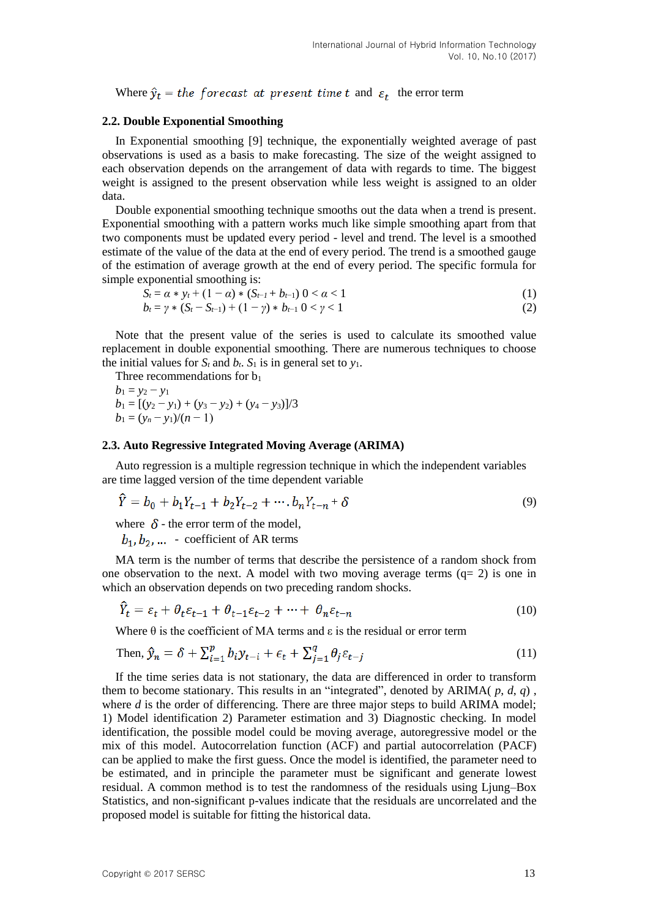Where $\hat{y}_t = the\ forecast\ at\ present\ time\ t$ and $\varepsilon_t$ the error term

### 2.2. Double Exponential Smoothing

In Exponential smoothing [9] technique, the exponentially weighted average of past observations is used as a basis to make forecasting. The size of the weight assigned to each observation depends on the arrangement of data with regards to time. The biggest weight is assigned to the present observation while less weight is assigned to an older data.

Double exponential smoothing technique smooths out the data when a trend is present. Exponential smoothing with a pattern works much like simple smoothing apart from that two components must be updated every period - level and trend. The level is a smoothed estimate of the value of the data at the end of every period. The trend is a smoothed gauge of the estimation of average growth at the end of every period. The specific formula for simple exponential smoothing is:

$$S_t = \alpha * y_t + (1 - \alpha) * (S_{t-1} + b_{t-1}) \quad 0 < \alpha < 1 \tag{1}$$

$$b_t = \gamma * (S_t - S_{t-1}) + (1 - \gamma) * b_{t-1} \quad 0 < \gamma < 1 \tag{2}$$

Note that the present value of the series is used to calculate its smoothed value replacement in double exponential smoothing. There are numerous techniques to choose the initial values for $S_t$ and $b_t$. $S_1$ is in general set to $y_1$.

Three recommendations for $b_1$

$b_1 = y_2 - y_1$

$b_1 = [(y_2 - y_1) + (y_3 - y_2) + (y_4 - y_3)]/3$

$b_1 = (y_n - y_1)/(n - 1)$

### 2.3. Auto Regressive Integrated Moving Average (ARIMA)

Auto regression is a multiple regression technique in which the independent variables are time lagged version of the time dependent variable

$$\hat{Y} = b_0 + b_1 Y_{t-1} + b_2 Y_{t-2} + \cdots . b_n Y_{t-n} + \delta \tag{9}$$

where $\delta$ - the error term of the model,

$b_1, b_2, \ldots$ - coefficient of AR terms

MA term is the number of terms that describe the persistence of a random shock from one observation to the next. A model with two moving average terms (q= 2) is one in which an observation depends on two preceding random shocks.

$$\hat{Y}_t = \varepsilon_t + \theta_t \varepsilon_{t-1} + \theta_{t-1} \varepsilon_{t-2} + \cdots + \theta_n \varepsilon_{t-n} \tag{10}$$

Where θ is the coefficient of MA terms and ε is the residual or error term

$$\text{Then, } \hat{y}_n = \delta + \sum_{i=1}^{p} b_i y_{t-i} + \epsilon_t + \sum_{j=1}^{q} \theta_j \varepsilon_{t-j} \tag{11}$$

If the time series data is not stationary, the data are differenced in order to transform them to become stationary. This results in an "integrated", denoted by ARIMA( $p$, $d$, $q$) , where $d$ is the order of differencing. There are three major steps to build ARIMA model; 1) Model identification 2) Parameter estimation and 3) Diagnostic checking. In model identification, the possible model could be moving average, autoregressive model or the mix of this model. Autocorrelation function (ACF) and partial autocorrelation (PACF) can be applied to make the first guess. Once the model is identified, the parameter need to be estimated, and in principle the parameter must be significant and generate lowest residual. A common method is to test the randomness of the residuals using Ljung–Box Statistics, and non-significant p-values indicate that the residuals are uncorrelated and the proposed model is suitable for fitting the historical data.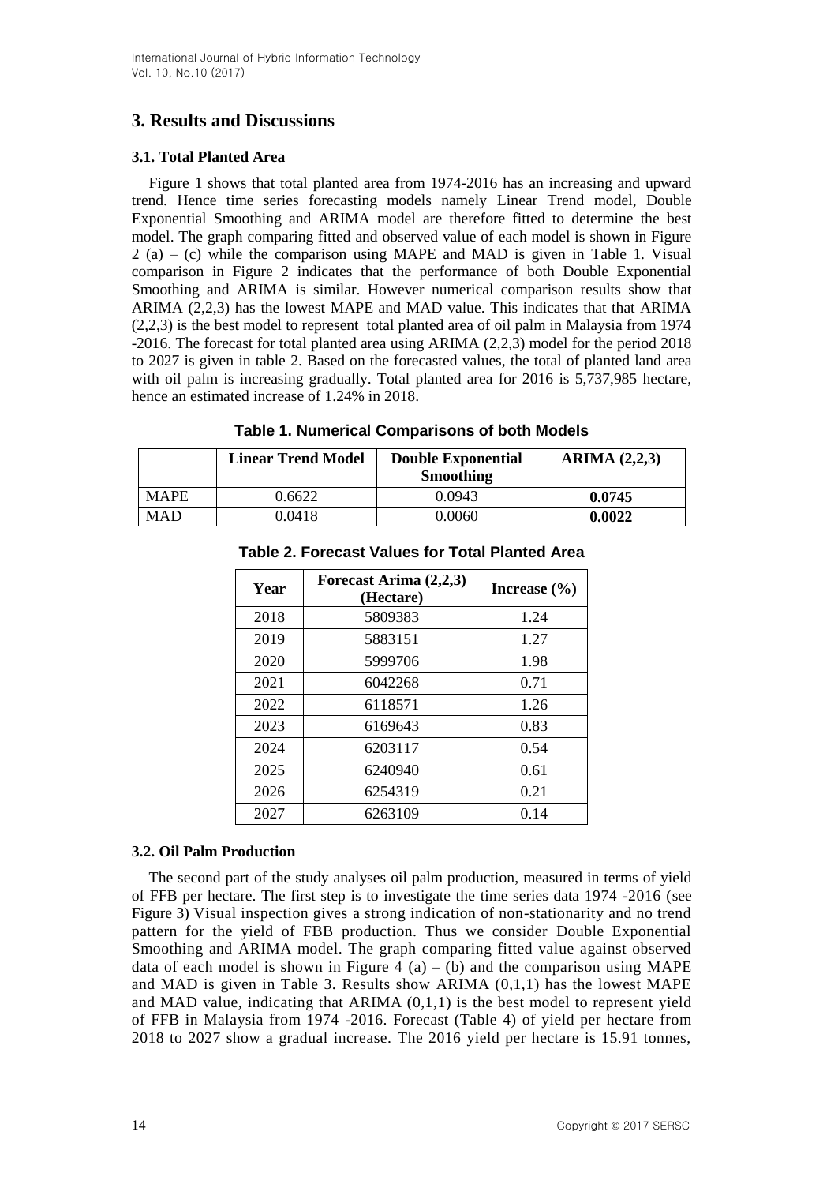## 3. Results and Discussions

### 3.1. Total Planted Area

Figure 1 shows that total planted area from 1974-2016 has an increasing and upward trend. Hence time series forecasting models namely Linear Trend model, Double Exponential Smoothing and ARIMA model are therefore fitted to determine the best model. The graph comparing fitted and observed value of each model is shown in Figure 2 (a) – (c) while the comparison using MAPE and MAD is given in Table 1. Visual comparison in Figure 2 indicates that the performance of both Double Exponential Smoothing and ARIMA is similar. However numerical comparison results show that ARIMA (2,2,3) has the lowest MAPE and MAD value. This indicates that that ARIMA (2,2,3) is the best model to represent total planted area of oil palm in Malaysia from 1974 -2016. The forecast for total planted area using ARIMA (2,2,3) model for the period 2018 to 2027 is given in table 2. Based on the forecasted values, the total of planted land area with oil palm is increasing gradually. Total planted area for 2016 is 5,737,985 hectare, hence an estimated increase of 1.24% in 2018.

**Table 1. Numerical Comparisons of both Models**

| | Linear Trend Model | Double Exponential Smoothing | ARIMA (2,2,3) |
|---|---|---|---|
| MAPE | 0.6622 | 0.0943 | **0.0745** |
| MAD | 0.0418 | 0.0060 | **0.0022** |

**Table 2. Forecast Values for Total Planted Area**

| Year | Forecast Arima (2,2,3) (Hectare) | Increase (%) |
|---|---|---|
| 2018 | 5809383 | 1.24 |
| 2019 | 5883151 | 1.27 |
| 2020 | 5999706 | 1.98 |
| 2021 | 6042268 | 0.71 |
| 2022 | 6118571 | 1.26 |
| 2023 | 6169643 | 0.83 |
| 2024 | 6203117 | 0.54 |
| 2025 | 6240940 | 0.61 |
| 2026 | 6254319 | 0.21 |
| 2027 | 6263109 | 0.14 |

### 3.2. Oil Palm Production

The second part of the study analyses oil palm production, measured in terms of yield of FFB per hectare. The first step is to investigate the time series data 1974 -2016 (see Figure 3) Visual inspection gives a strong indication of non-stationarity and no trend pattern for the yield of FBB production. Thus we consider Double Exponential Smoothing and ARIMA model. The graph comparing fitted value against observed data of each model is shown in Figure 4 (a) – (b) and the comparison using MAPE and MAD is given in Table 3. Results show ARIMA (0,1,1) has the lowest MAPE and MAD value, indicating that ARIMA (0,1,1) is the best model to represent yield of FFB in Malaysia from 1974 -2016. Forecast (Table 4) of yield per hectare from 2018 to 2027 show a gradual increase. The 2016 yield per hectare is 15.91 tonnes,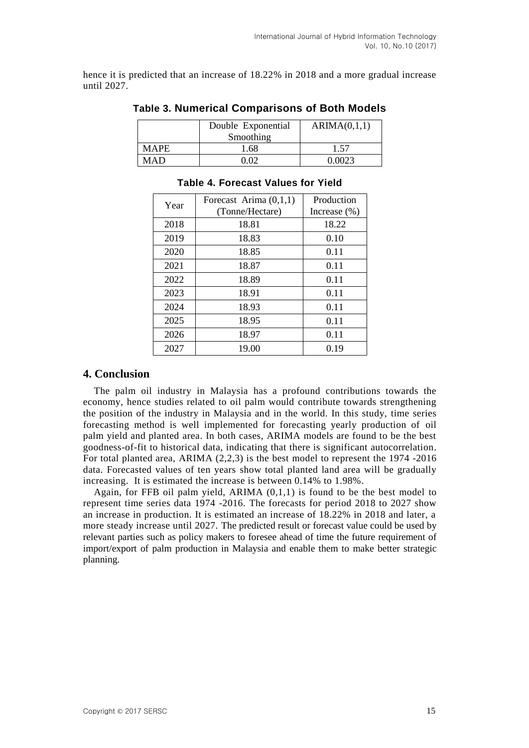hence it is predicted that an increase of 18.22% in 2018 and a more gradual increase until 2027.

**Table 3. Numerical Comparisons of Both Models**

| | Double Exponential Smoothing | ARIMA(0,1,1) |
|---|---|---|
| MAPE | 1.68 | 1.57 |
| MAD | 0.02 | 0.0023 |

**Table 4. Forecast Values for Yield**

| Year | Forecast Arima (0,1,1) (Tonne/Hectare) | Production Increase (%) |
|---|---|---|
| 2018 | 18.81 | 18.22 |
| 2019 | 18.83 | 0.10 |
| 2020 | 18.85 | 0.11 |
| 2021 | 18.87 | 0.11 |
| 2022 | 18.89 | 0.11 |
| 2023 | 18.91 | 0.11 |
| 2024 | 18.93 | 0.11 |
| 2025 | 18.95 | 0.11 |
| 2026 | 18.97 | 0.11 |
| 2027 | 19.00 | 0.19 |

## 4. Conclusion

The palm oil industry in Malaysia has a profound contributions towards the economy, hence studies related to oil palm would contribute towards strengthening the position of the industry in Malaysia and in the world. In this study, time series forecasting method is well implemented for forecasting yearly production of oil palm yield and planted area. In both cases, ARIMA models are found to be the best goodness-of-fit to historical data, indicating that there is significant autocorrelation. For total planted area, ARIMA (2,2,3) is the best model to represent the 1974 -2016 data. Forecasted values of ten years show total planted land area will be gradually increasing. It is estimated the increase is between 0.14% to 1.98%.

Again, for FFB oil palm yield, ARIMA (0,1,1) is found to be the best model to represent time series data 1974 -2016. The forecasts for period 2018 to 2027 show an increase in production. It is estimated an increase of 18.22% in 2018 and later, a more steady increase until 2027. The predicted result or forecast value could be used by relevant parties such as policy makers to foresee ahead of time the future requirement of import/export of palm production in Malaysia and enable them to make better strategic planning.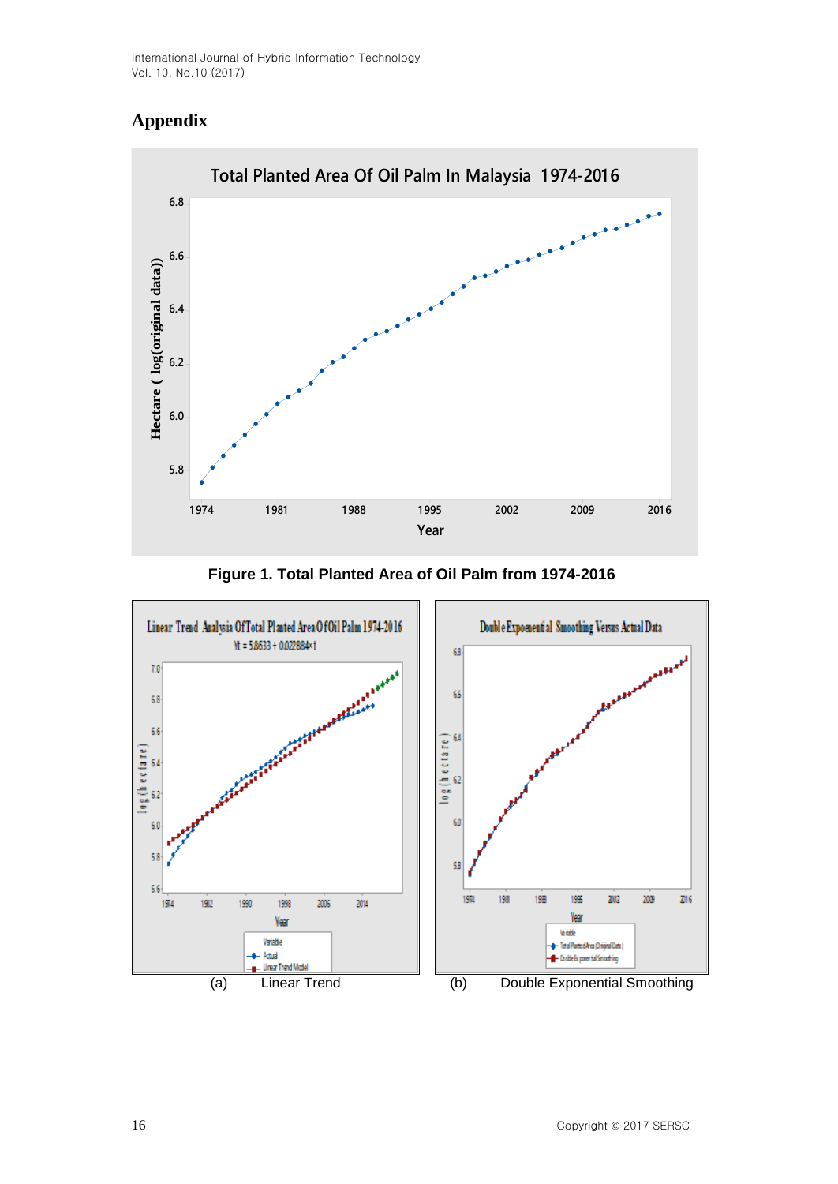## Appendix

**Figure 1. Total Planted Area of Oil Palm from 1974-2016**

(a) Linear Trend (b) Double Exponential Smoothing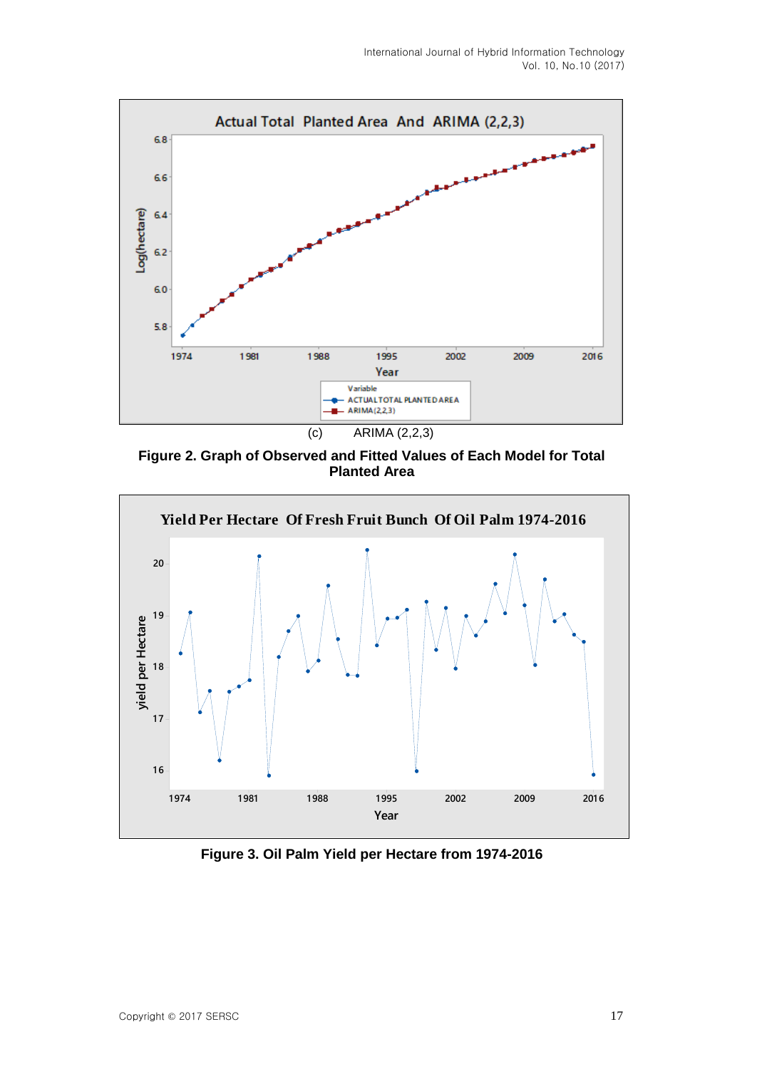(c) ARIMA (2,2,3)

**Figure 2. Graph of Observed and Fitted Values of Each Model for Total Planted Area**

**Figure 3. Oil Palm Yield per Hectare from 1974-2016**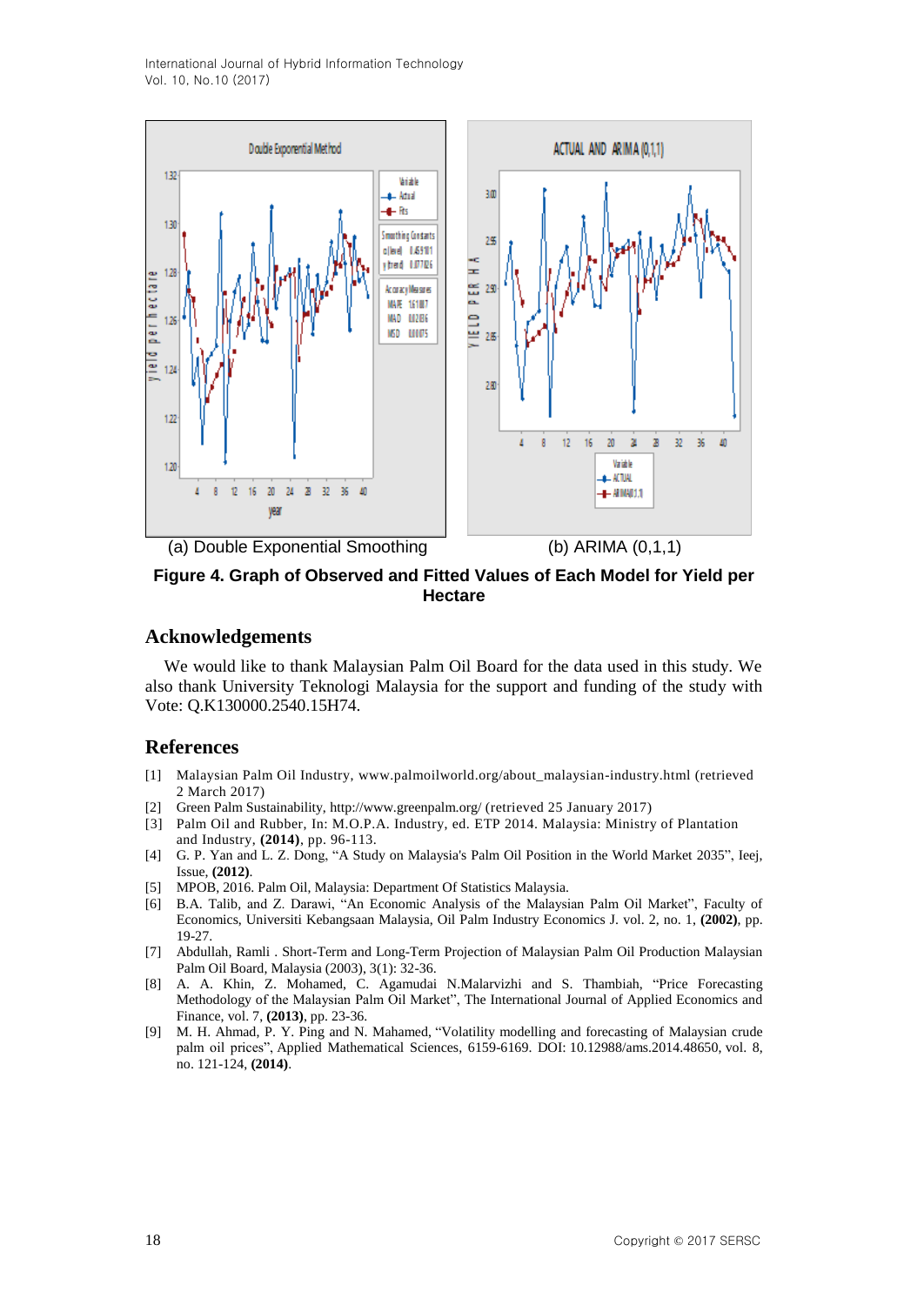(a) Double Exponential Smoothing (b) ARIMA (0,1,1)

**Figure 4. Graph of Observed and Fitted Values of Each Model for Yield per Hectare**

## Acknowledgements

We would like to thank Malaysian Palm Oil Board for the data used in this study. We also thank University Teknologi Malaysia for the support and funding of the study with Vote: Q.K130000.2540.15H74.

## References

[1] Malaysian Palm Oil Industry, www.palmoilworld.org/about_malaysian-industry.html (retrieved 2 March 2017)

[2] Green Palm Sustainability, http://www.greenpalm.org/ (retrieved 25 January 2017)

[3] Palm Oil and Rubber, In: M.O.P.A. Industry, ed. ETP 2014. Malaysia: Ministry of Plantation and Industry, **(2014)**, pp. 96-113.

[4] G. P. Yan and L. Z. Dong, "A Study on Malaysia's Palm Oil Position in the World Market 2035", Ieej, Issue, **(2012)**.

[5] MPOB, 2016. Palm Oil, Malaysia: Department Of Statistics Malaysia.

[6] B.A. Talib, and Z. Darawi, "An Economic Analysis of the Malaysian Palm Oil Market", Faculty of Economics, Universiti Kebangsaan Malaysia, Oil Palm Industry Economics J. vol. 2, no. 1, **(2002)**, pp. 19-27.

[7] Abdullah, Ramli . Short-Term and Long-Term Projection of Malaysian Palm Oil Production Malaysian Palm Oil Board, Malaysia (2003), 3(1): 32-36.

[8] A. A. Khin, Z. Mohamed, C. Agamudai N.Malarvizhi and S. Thambiah, "Price Forecasting Methodology of the Malaysian Palm Oil Market", The International Journal of Applied Economics and Finance, vol. 7, **(2013)**, pp. 23-36.

[9] M. H. Ahmad, P. Y. Ping and N. Mahamed, "Volatility modelling and forecasting of Malaysian crude palm oil prices", Applied Mathematical Sciences, 6159-6169. DOI: 10.12988/ams.2014.48650, vol. 8, no. 121-124, **(2014)**.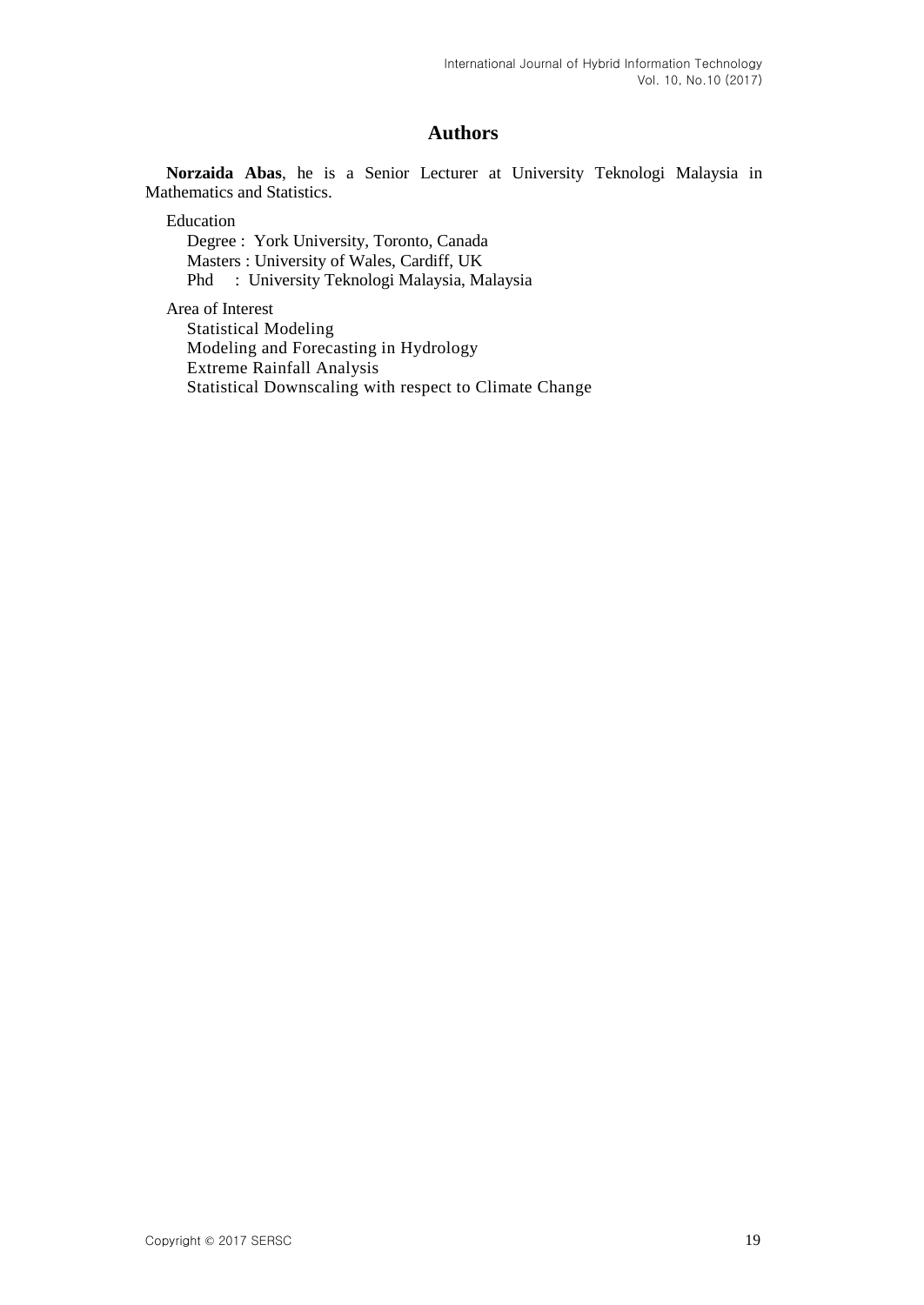## Authors

**Norzaida Abas**, he is a Senior Lecturer at University Teknologi Malaysia in Mathematics and Statistics.

Education

Degree : York University, Toronto, Canada
Masters : University of Wales, Cardiff, UK
Phd : University Teknologi Malaysia, Malaysia

Area of Interest

Statistical Modeling
Modeling and Forecasting in Hydrology
Extreme Rainfall Analysis
Statistical Downscaling with respect to Climate Change